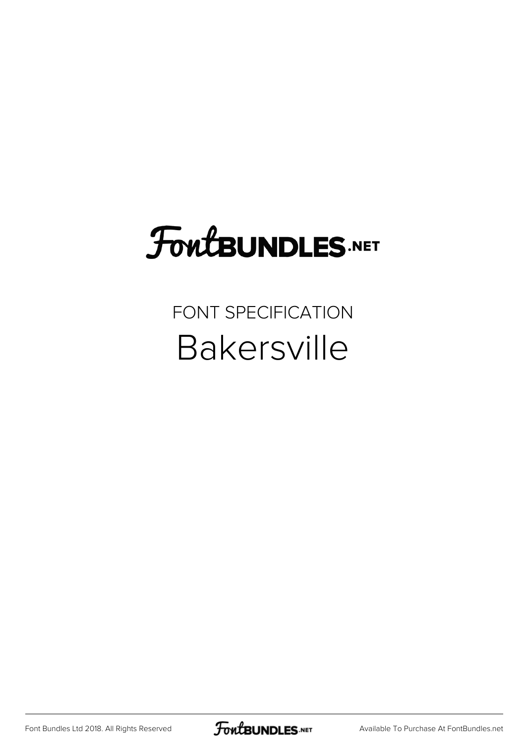FontBUNDLES.NET

FONT SPECIFICATION

# Bakersville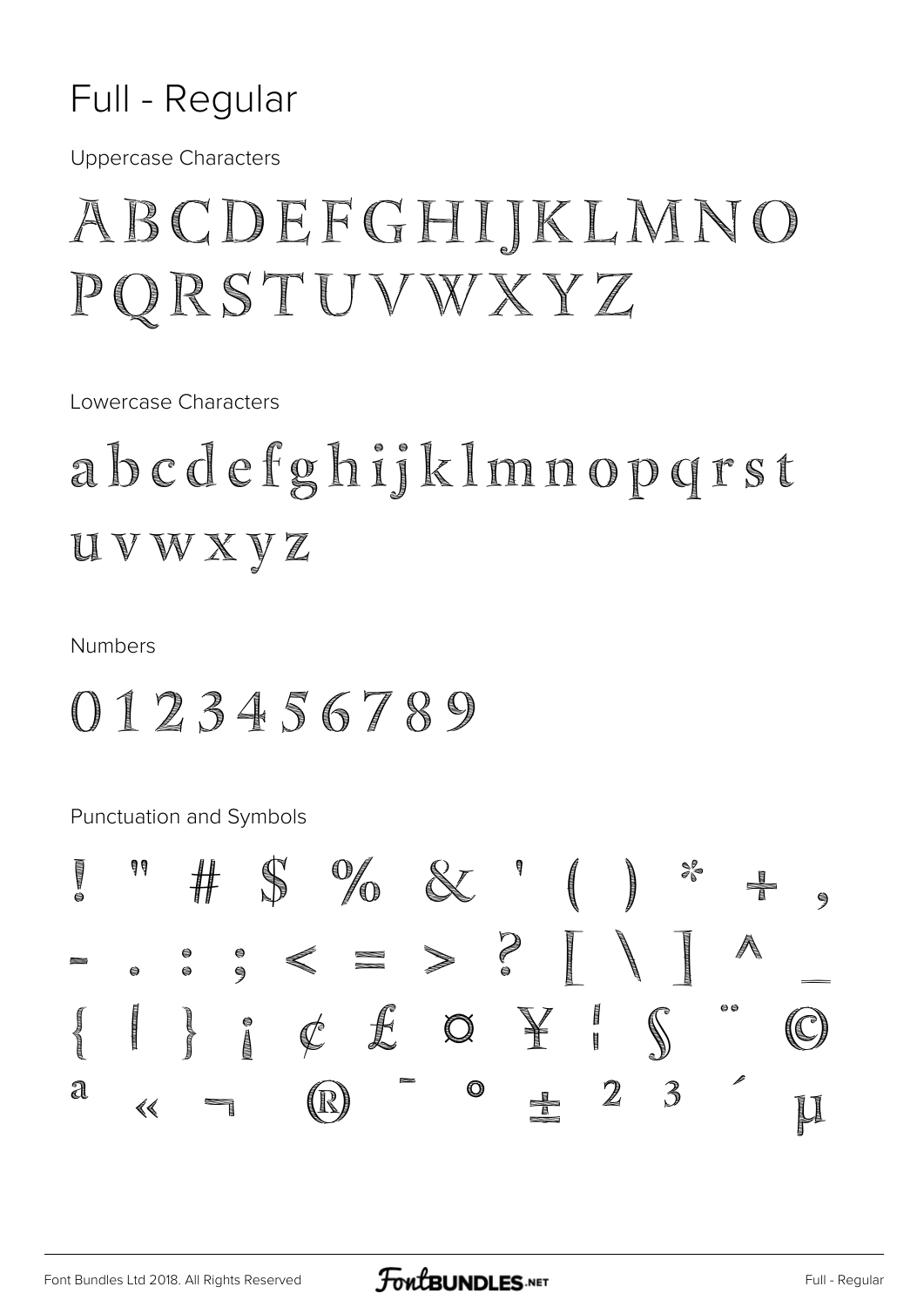# Full - Regular

Uppercase Characters

ABCDEFGHIJKLMNO
PQRSTUVWXYZ

Lowercase Characters

abcdefghijklmnopqrst
uvwxyz

Numbers

0123456789

Punctuation and Symbols

! " # $ % & ' ( ) * + ,
- . : ; < = > ? [ \ ] ^ _
{ | } ¡ ¢ £ ¤ ¥ ¦ § ¨ ©
ª « ¬ ® ¯ ° ± ² ³ ´ µ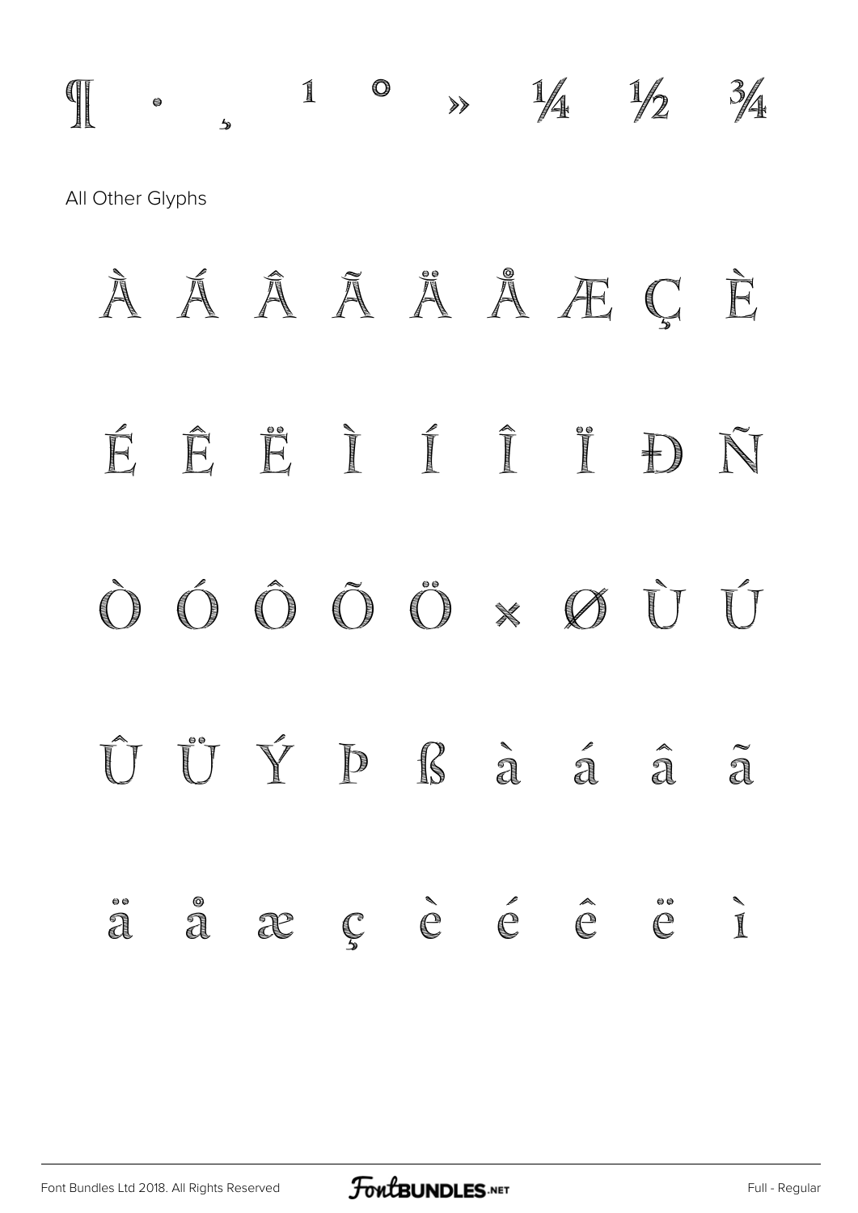¶ · ¸ ¹ º » ¼ ½ ¾

All Other Glyphs

À Á Â Ã Ä Å Æ Ç È

É Ê Ë Ì Í Î Ï Ð Ñ

Ò Ó Ô Õ Ö × Ø Ù Ú

Û Ü Ý Þ ß à á â ã

ä å æ ç è é ê ë ì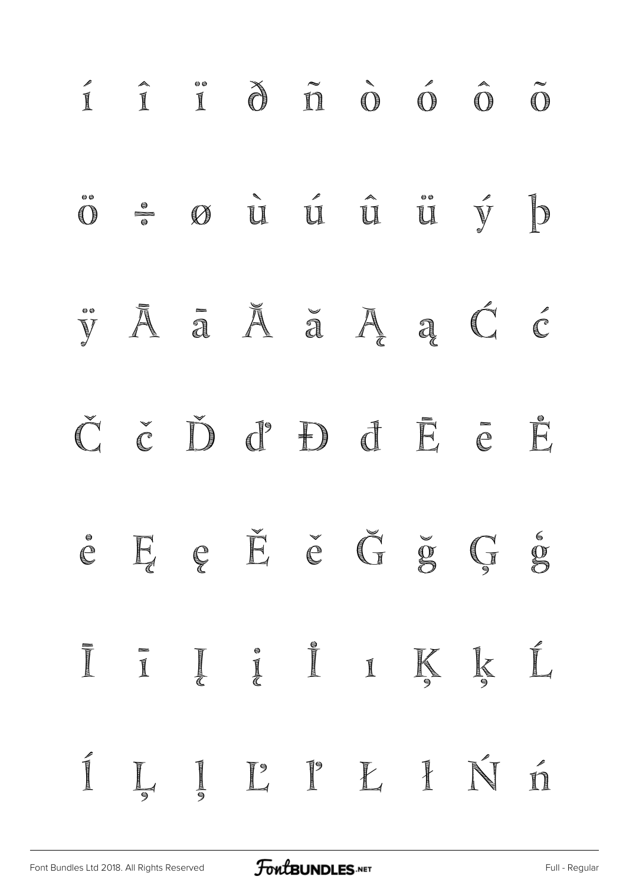í î ï ð ñ ò ó ô õ

ö ÷ ø ù ú û ü ý þ

ÿ Ā ā Ă ă Ą ą Ć ć

Č č Ď ď Đ đ Ē ē Ė

ė Ę ę Ě ě Ğ ğ Ģ ģ

Ī ī Į į İ ı Ķ ķ Ĺ

ĺ Ļ ļ Ľ ľ Ł ł Ń ń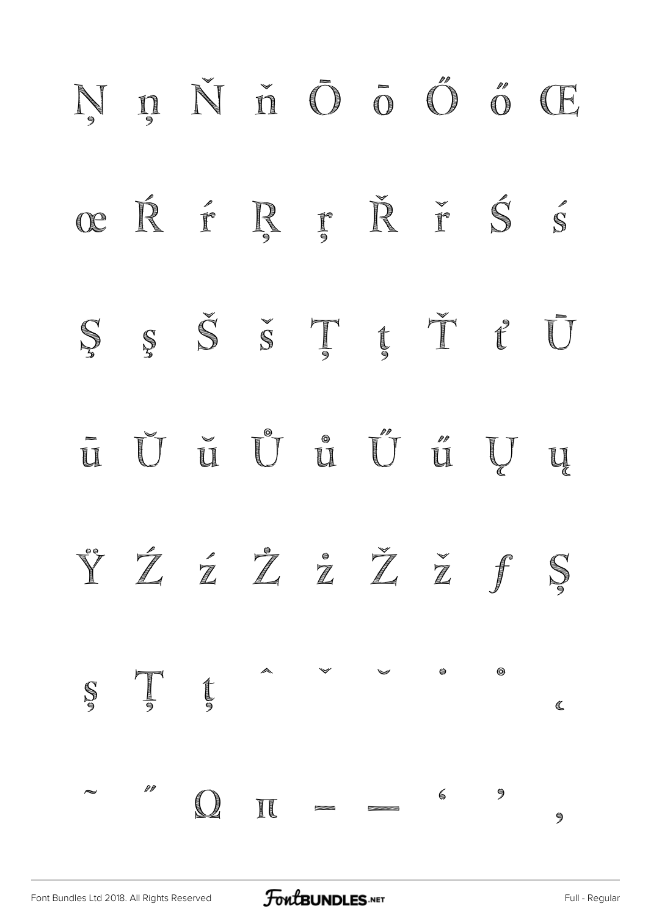Ņ ņ Ň ň Ō ō Ő ő Œ

œ Ŕ ŕ Ŗ ŗ Ř ř Ś ś

Ş ş Š š Ţ ţ Ť ť Ū

ū Ŭ ŭ Ů ů Ű ű Ų ų

Ÿ Ź ź Ż ż Ž ž ƒ Ș

ș Ț ț ˆ ˇ ˘ ˙ ˚ ˛

˜ ˝ Ω π – — ‘ ’ ‚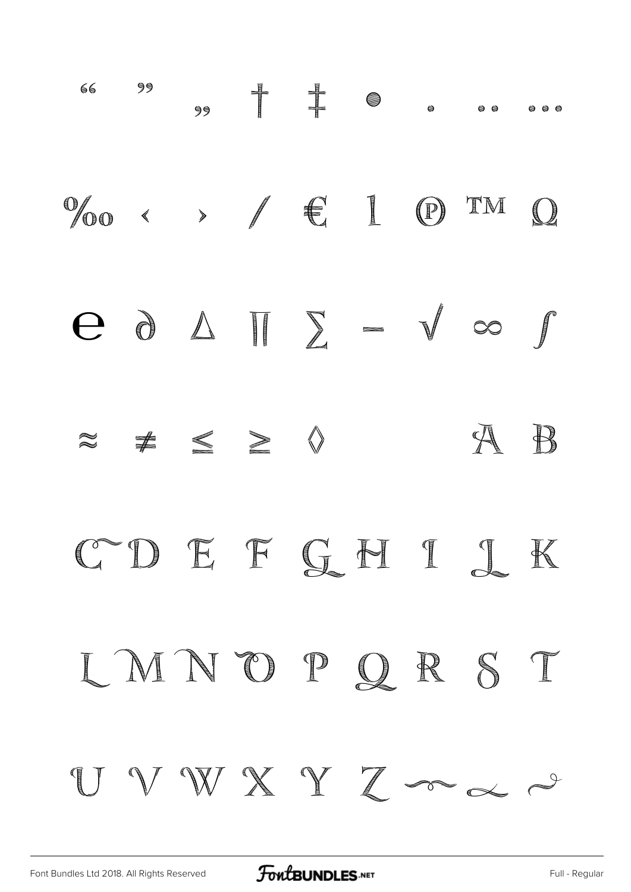“ ” „ † ‡ • . .. ...

‰ ‹ › ⁄ € ı ℗ ™ Ω

℮ ∂ ∆ ∏ ∑ − √ ∞ ∫

≈ ≠ ≤ ≥ ◊ A B

C D E F G H I J K

L M N O P Q R S T

U V W X Y Z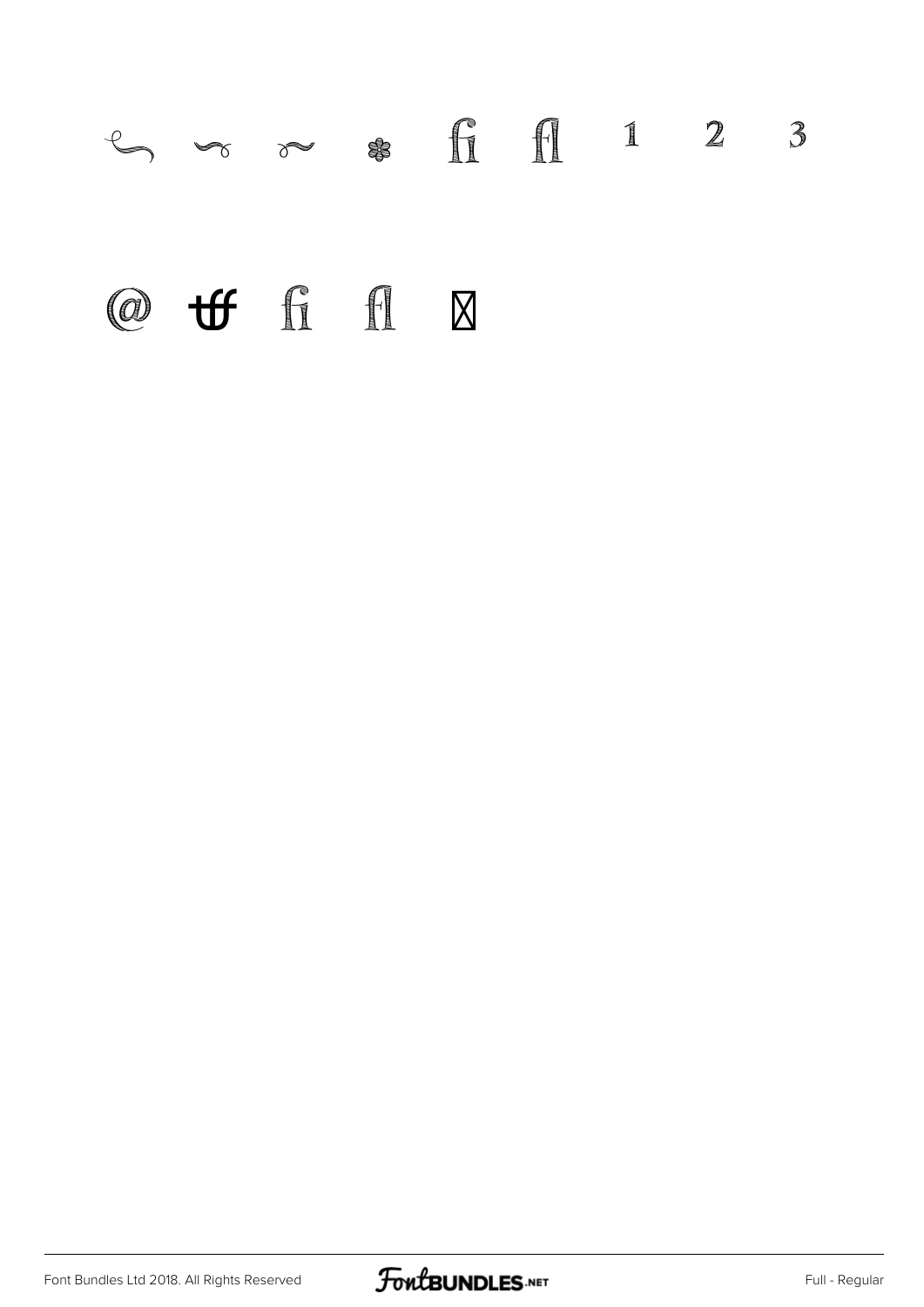ꟹ ⁓ ⁓ ❀ ﬁ ﬂ ¹ ² ³

@ ꝥ ﬁ ﬂ ☒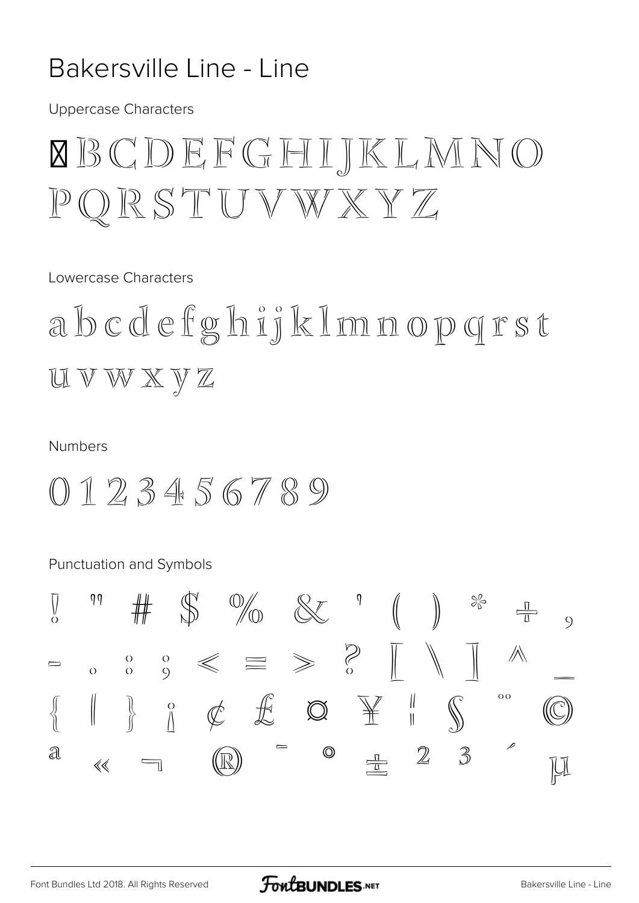# Bakersville Line - Line

Uppercase Characters

� B C D E F G H I J K L M N O P Q R S T U V W X Y Z

Lowercase Characters

a b c d e f g h i j k l m n o p q r s t u v w x y z

Numbers

0 1 2 3 4 5 6 7 8 9

Punctuation and Symbols

! " # $ % & ' ( ) * + , - . : ; < = > ? [ \ ] ^ _ { | } ¡ ¢ £ ¤ ¥ ¦ § ¨ © ª « ¬ ® ¯ ° ± ² ³ ´ µ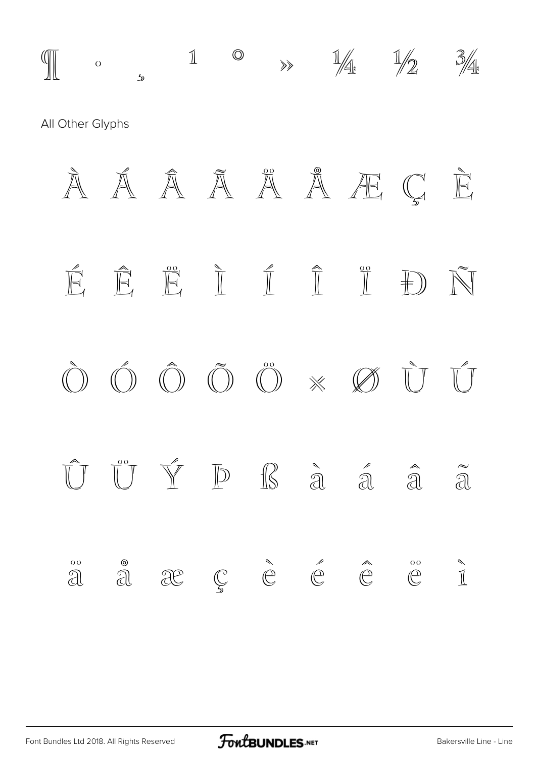¶ · ¸ ¹ º » ¼ ½ ¾

All Other Glyphs

À Á Â Ã Ä Å Æ Ç È

É Ê Ë Ì Í Î Ï Ð Ñ

Ò Ó Ô Õ Ö × Ø Ù Ú

Û Ü Ý Þ ß à á â ã

ä å æ ç è é ê ë ì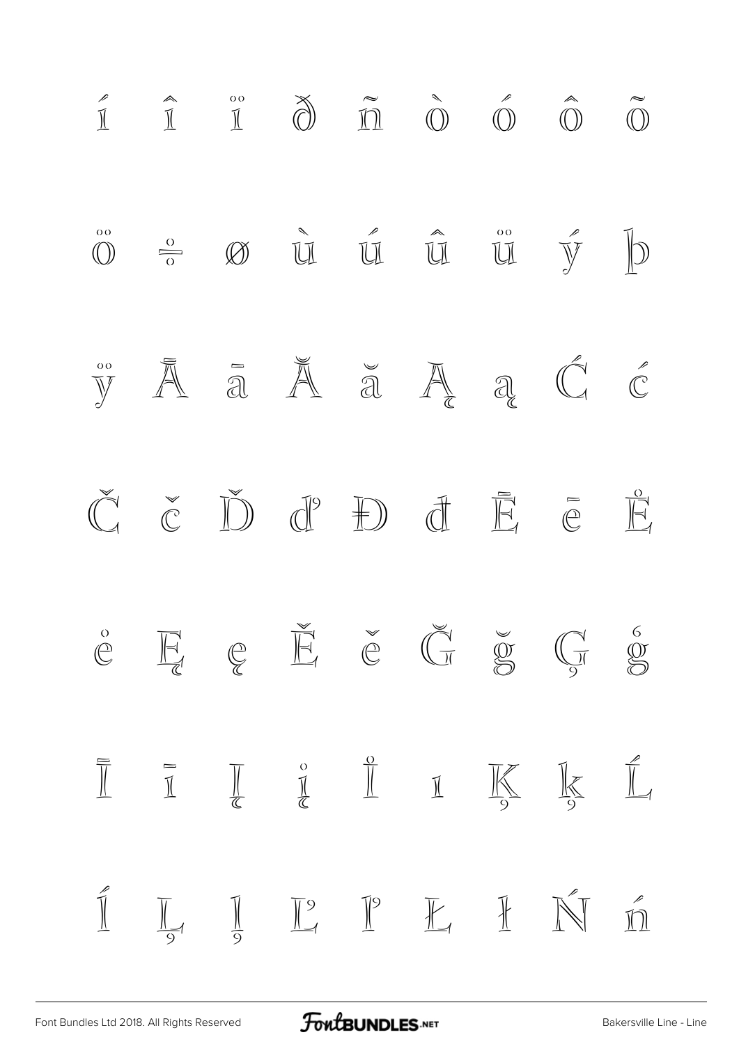í î ï ð ñ ò ó ô õ

ö ÷ ø ù ú û ü ý þ

ÿ Ā ā Ă ă Ą ą Ć ć

Č č Ď ď Đ đ Ē ē Ė

ė Ę ę Ě ě Ğ ğ Ģ ģ

Ī ī Į į İ ı Ķ ķ Ĺ

ĺ Ļ ļ Ľ ľ Ł ł Ń ń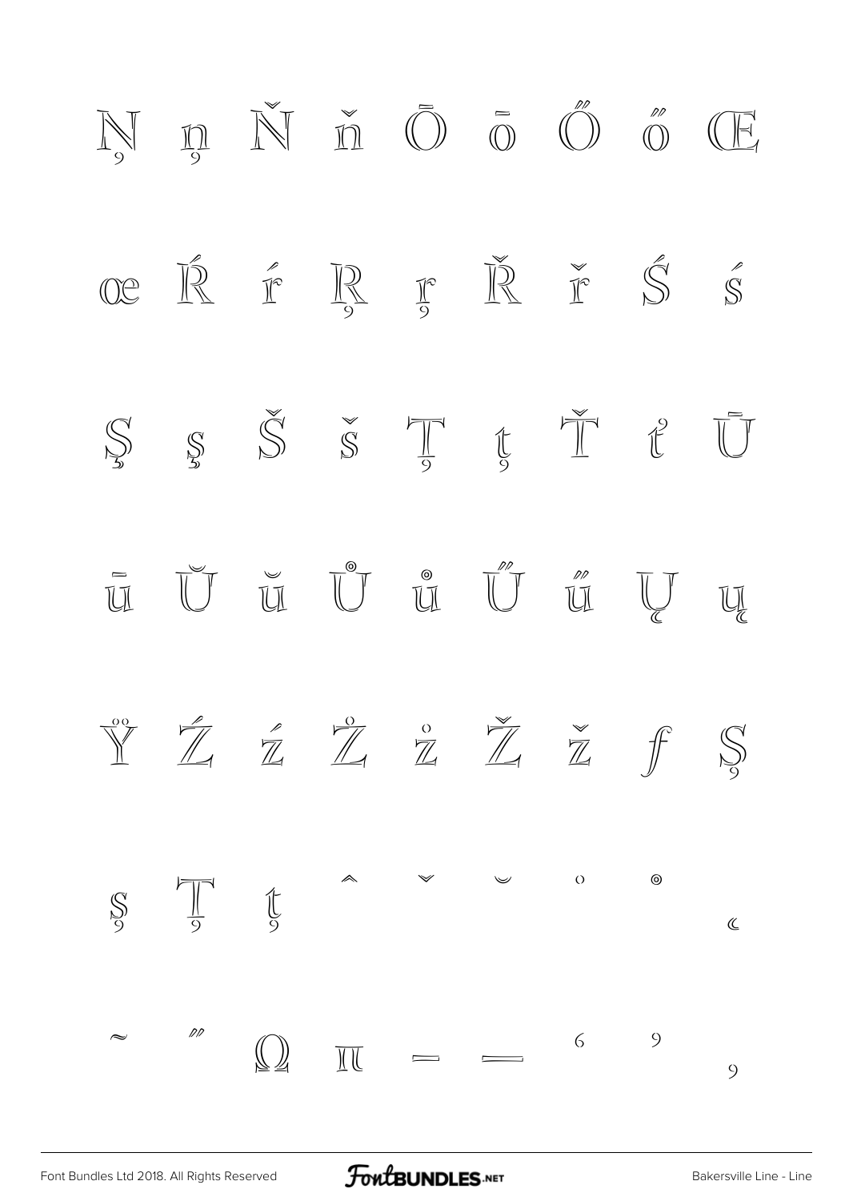Ņ ņ Ň ň Ō ō Ő ő Œ

œ Ŕ ŕ Ŗ ŗ Ř ř Ś ś

Ş ş Š š Ţ ţ Ť ť Ū

ū Ŭ ŭ Ů ů Ű ű Ų ų

Ÿ Ź ź Ż ż Ž ž ƒ Ș

ș Ț ț ˆ ˇ ˘ ˙ ˚ ˛

˜ ˝ Ω π – — ‘ ’ ‚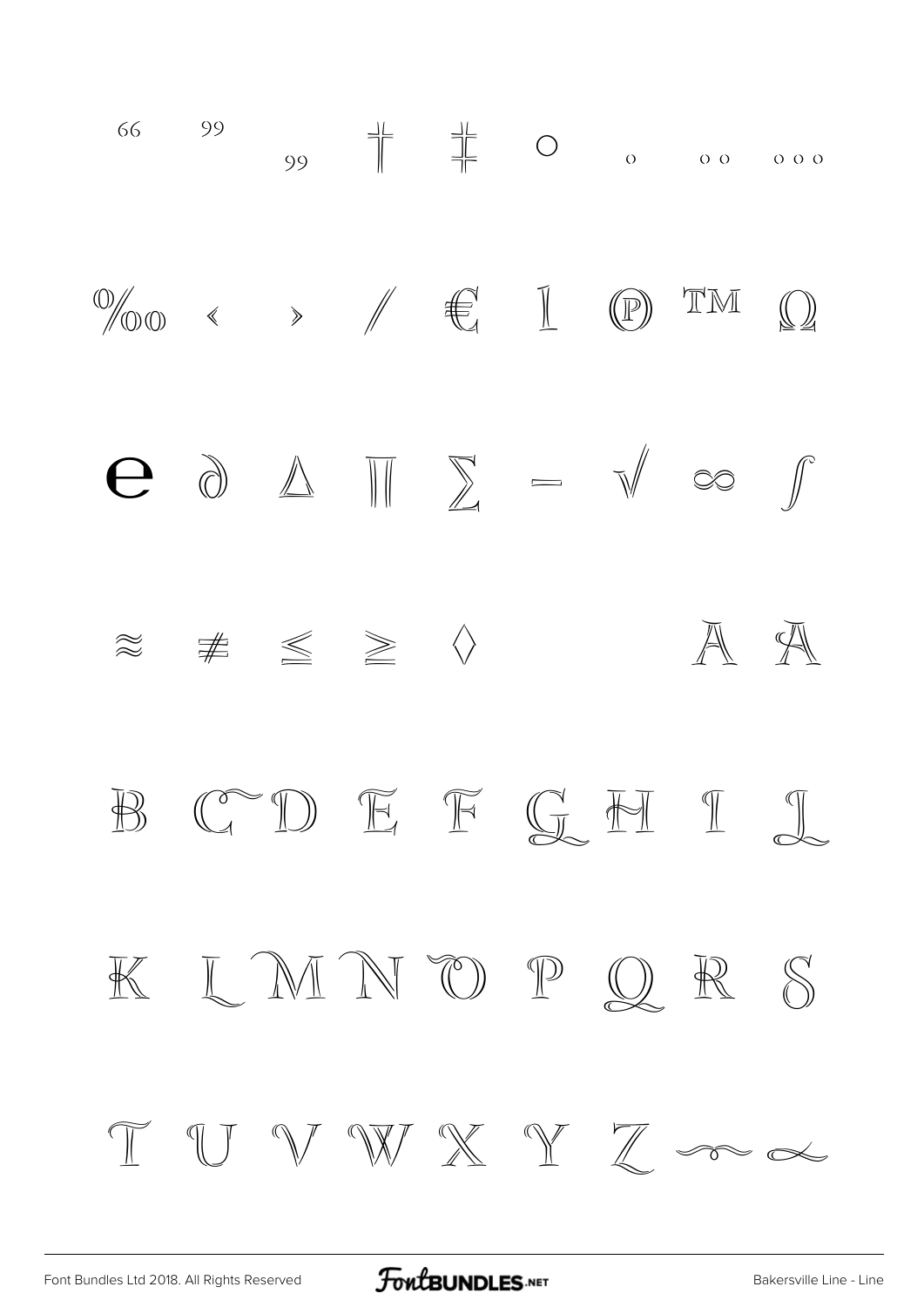66 99 99 † ‡ ○ . .. ...

‰ ‹ › ⁄ € ı ℗ ™ Ω

℮ ∂ ∆ ∏ ∑ − √ ∞ ∫

≈ ≠ ≤ ≥ ◊ A A

B C D E F G H I J

K L M N O P Q R S

T U V W X Y Z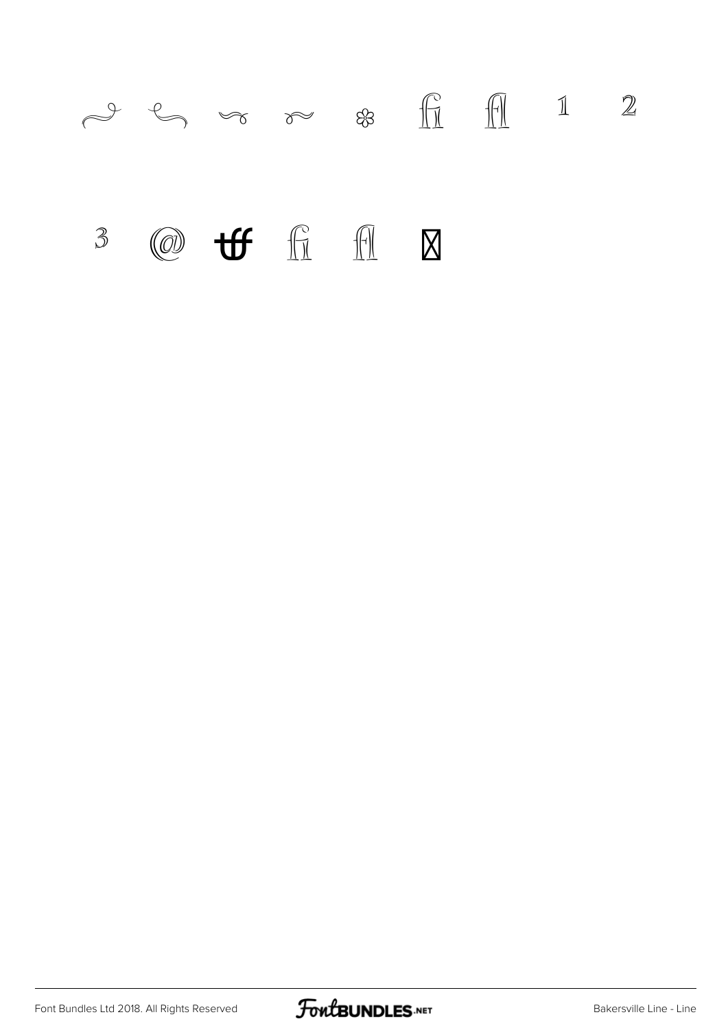~ ~ ~ ~ ❀ ﬁ ﬂ 1 2

3 @ ẗ ﬁ ﬂ ☒